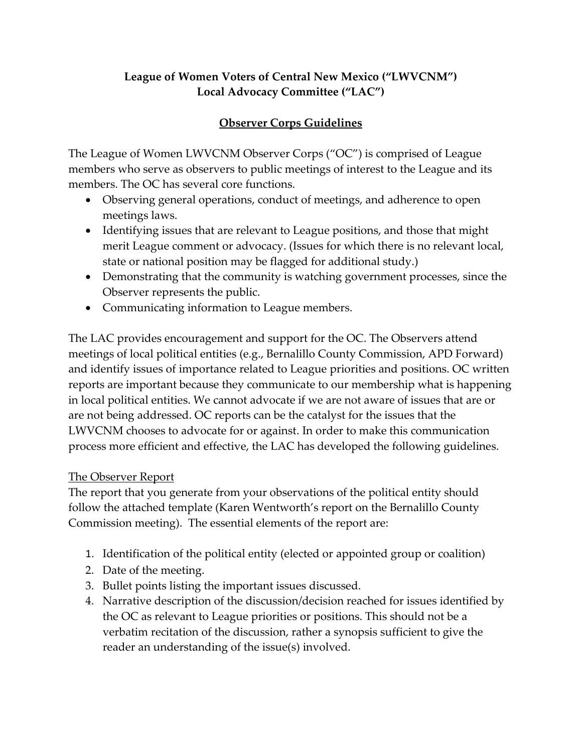**League of Women Voters of Central New Mexico ("LWVCNM")**
**Local Advocacy Committee ("LAC")**

# Observer Corps Guidelines

The League of Women LWVCNM Observer Corps ("OC") is comprised of League members who serve as observers to public meetings of interest to the League and its members. The OC has several core functions.

- Observing general operations, conduct of meetings, and adherence to open meetings laws.
- Identifying issues that are relevant to League positions, and those that might merit League comment or advocacy. (Issues for which there is no relevant local, state or national position may be flagged for additional study.)
- Demonstrating that the community is watching government processes, since the Observer represents the public.
- Communicating information to League members.

The LAC provides encouragement and support for the OC. The Observers attend meetings of local political entities (e.g., Bernalillo County Commission, APD Forward) and identify issues of importance related to League priorities and positions. OC written reports are important because they communicate to our membership what is happening in local political entities. We cannot advocate if we are not aware of issues that are or are not being addressed. OC reports can be the catalyst for the issues that the LWVCNM chooses to advocate for or against. In order to make this communication process more efficient and effective, the LAC has developed the following guidelines.

## The Observer Report

The report that you generate from your observations of the political entity should follow the attached template (Karen Wentworth's report on the Bernalillo County Commission meeting). The essential elements of the report are:

1. Identification of the political entity (elected or appointed group or coalition)
2. Date of the meeting.
3. Bullet points listing the important issues discussed.
4. Narrative description of the discussion/decision reached for issues identified by the OC as relevant to League priorities or positions. This should not be a verbatim recitation of the discussion, rather a synopsis sufficient to give the reader an understanding of the issue(s) involved.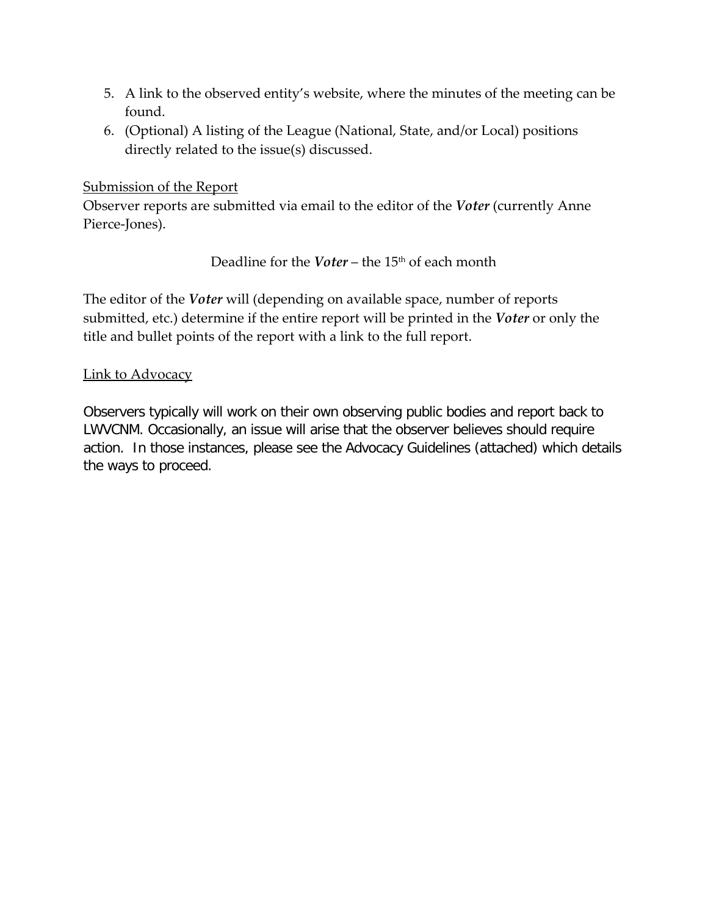5. A link to the observed entity's website, where the minutes of the meeting can be found.
6. (Optional) A listing of the League (National, State, and/or Local) positions directly related to the issue(s) discussed.

Submission of the Report

Observer reports are submitted via email to the editor of the ***Voter*** (currently Anne Pierce-Jones).

Deadline for the ***Voter*** – the 15th of each month

The editor of the ***Voter*** will (depending on available space, number of reports submitted, etc.) determine if the entire report will be printed in the ***Voter*** or only the title and bullet points of the report with a link to the full report.

Link to Advocacy

Observers typically will work on their own observing public bodies and report back to LWVCNM. Occasionally, an issue will arise that the observer believes should require action. In those instances, please see the Advocacy Guidelines (attached) which details the ways to proceed.